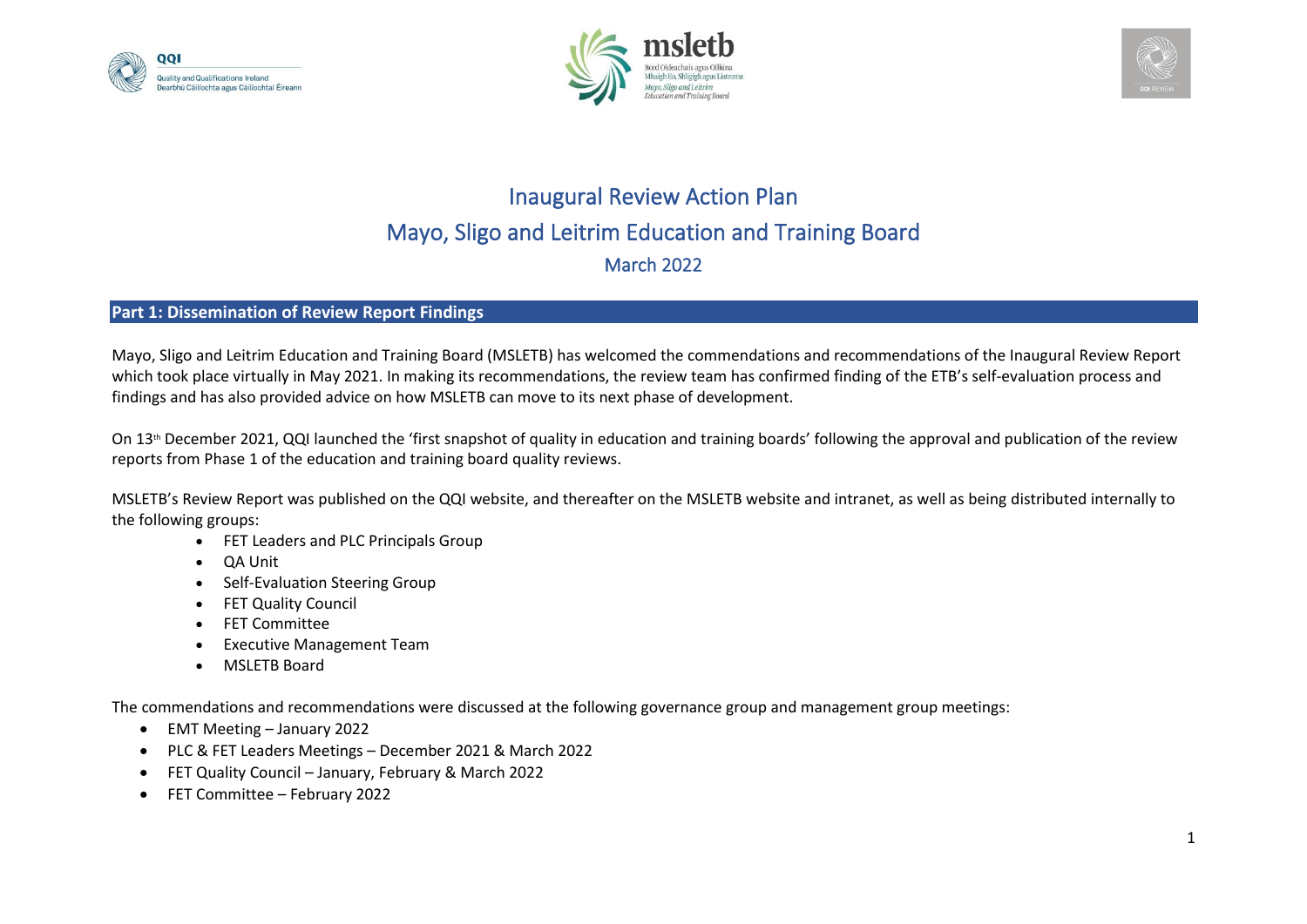# Inaugural Review Action Plan

## Mayo, Sligo and Leitrim Education and Training Board

### March 2022

## Part 1: Dissemination of Review Report Findings

Mayo, Sligo and Leitrim Education and Training Board (MSLETB) has welcomed the commendations and recommendations of the Inaugural Review Report which took place virtually in May 2021. In making its recommendations, the review team has confirmed finding of the ETB's self-evaluation process and findings and has also provided advice on how MSLETB can move to its next phase of development.

On 13th December 2021, QQI launched the 'first snapshot of quality in education and training boards' following the approval and publication of the review reports from Phase 1 of the education and training board quality reviews.

MSLETB's Review Report was published on the QQI website, and thereafter on the MSLETB website and intranet, as well as being distributed internally to the following groups:

- FET Leaders and PLC Principals Group
- QA Unit
- Self-Evaluation Steering Group
- FET Quality Council
- FET Committee
- Executive Management Team
- MSLETB Board

The commendations and recommendations were discussed at the following governance group and management group meetings:

- EMT Meeting – January 2022
- PLC & FET Leaders Meetings – December 2021 & March 2022
- FET Quality Council – January, February & March 2022
- FET Committee – February 2022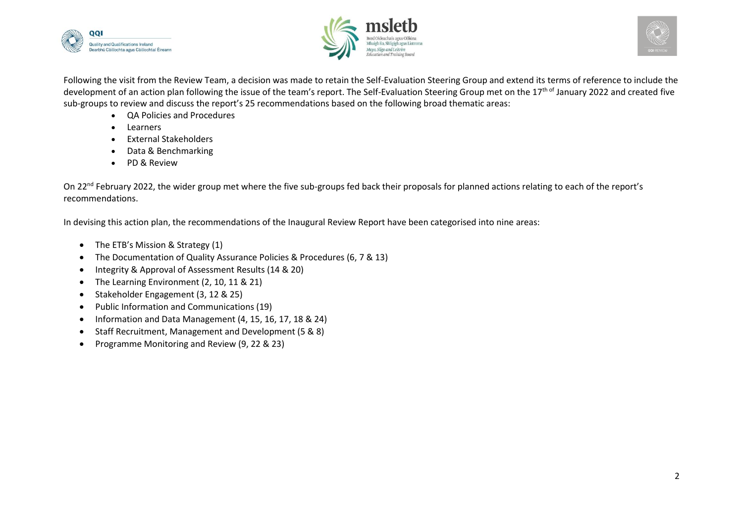Following the visit from the Review Team, a decision was made to retain the Self-Evaluation Steering Group and extend its terms of reference to include the development of an action plan following the issue of the team's report. The Self-Evaluation Steering Group met on the 17th of January 2022 and created five sub-groups to review and discuss the report's 25 recommendations based on the following broad thematic areas:

- QA Policies and Procedures
- Learners
- External Stakeholders
- Data & Benchmarking
- PD & Review

On 22nd February 2022, the wider group met where the five sub-groups fed back their proposals for planned actions relating to each of the report's recommendations.

In devising this action plan, the recommendations of the Inaugural Review Report have been categorised into nine areas:

- The ETB's Mission & Strategy (1)
- The Documentation of Quality Assurance Policies & Procedures (6, 7 & 13)
- Integrity & Approval of Assessment Results (14 & 20)
- The Learning Environment (2, 10, 11 & 21)
- Stakeholder Engagement (3, 12 & 25)
- Public Information and Communications (19)
- Information and Data Management (4, 15, 16, 17, 18 & 24)
- Staff Recruitment, Management and Development (5 & 8)
- Programme Monitoring and Review (9, 22 & 23)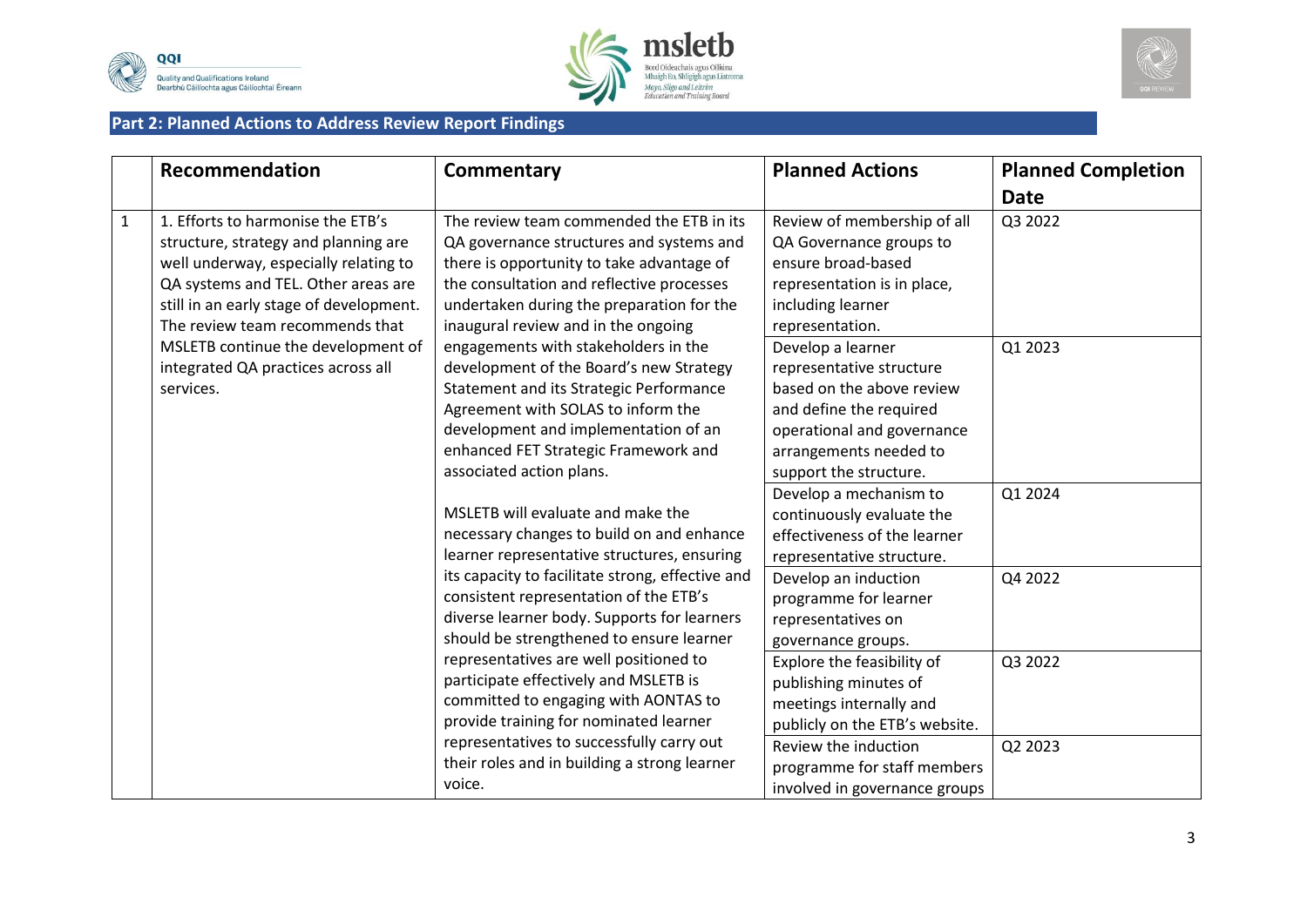## Part 2: Planned Actions to Address Review Report Findings

| | Recommendation | Commentary | Planned Actions | Planned Completion Date |
|---|---|---|---|---|
| 1 | 1. Efforts to harmonise the ETB's structure, strategy and planning are well underway, especially relating to QA systems and TEL. Other areas are still in an early stage of development. The review team recommends that MSLETB continue the development of integrated QA practices across all services. | The review team commended the ETB in its QA governance structures and systems and there is opportunity to take advantage of the consultation and reflective processes undertaken during the preparation for the inaugural review and in the ongoing engagements with stakeholders in the development of the Board's new Strategy Statement and its Strategic Performance Agreement with SOLAS to inform the development and implementation of an enhanced FET Strategic Framework and associated action plans.<br><br>MSLETB will evaluate and make the necessary changes to build on and enhance learner representative structures, ensuring its capacity to facilitate strong, effective and consistent representation of the ETB's diverse learner body. Supports for learners should be strengthened to ensure learner representatives are well positioned to participate effectively and MSLETB is committed to engaging with AONTAS to provide training for nominated learner representatives to successfully carry out their roles and in building a strong learner voice. | Review of membership of all QA Governance groups to ensure broad-based representation is in place, including learner representation. | Q3 2022 |
| | | | Develop a learner representative structure based on the above review and define the required operational and governance arrangements needed to support the structure. | Q1 2023 |
| | | | Develop a mechanism to continuously evaluate the effectiveness of the learner representative structure. | Q1 2024 |
| | | | Develop an induction programme for learner representatives on governance groups. | Q4 2022 |
| | | | Explore the feasibility of publishing minutes of meetings internally and publicly on the ETB's website. | Q3 2022 |
| | | | Review the induction programme for staff members involved in governance groups | Q2 2023 |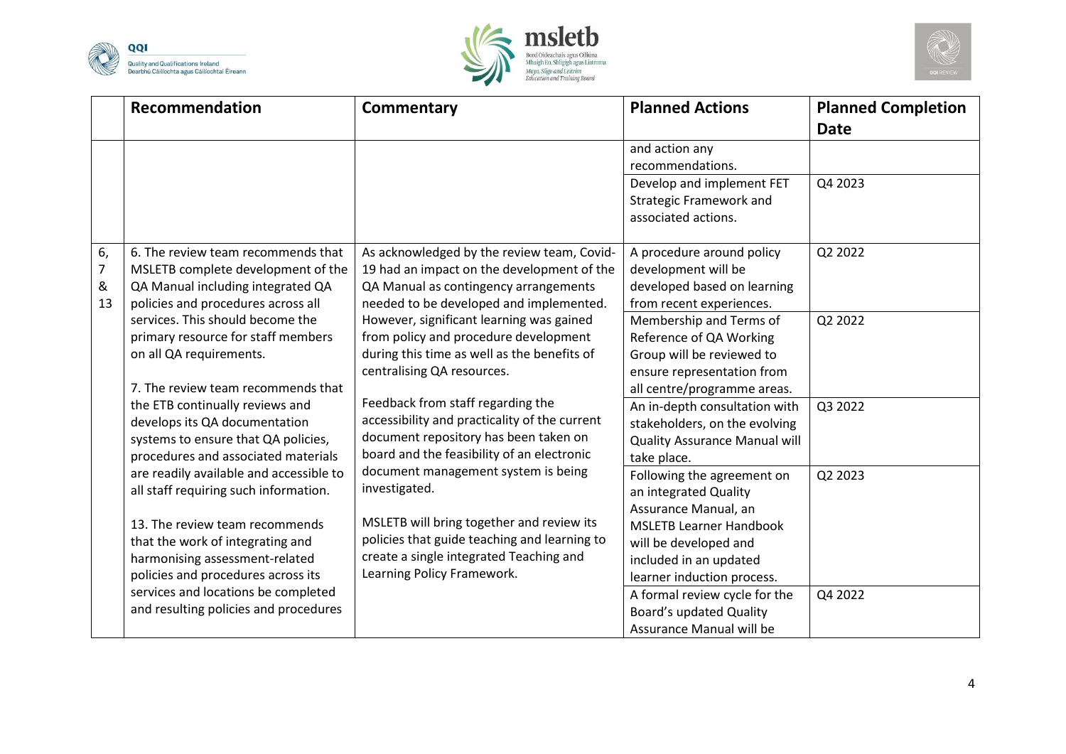| | Recommendation | Commentary | Planned Actions | Planned Completion Date |
|---|---|---|---|---|
| | | | and action any recommendations. | |
| | | | Develop and implement FET Strategic Framework and associated actions. | Q4 2023 |
| 6, 7 & 13 | 6. The review team recommends that MSLETB complete development of the QA Manual including integrated QA policies and procedures across all services. This should become the primary resource for staff members on all QA requirements.<br><br>7. The review team recommends that the ETB continually reviews and develops its QA documentation systems to ensure that QA policies, procedures and associated materials are readily available and accessible to all staff requiring such information.<br><br>13. The review team recommends that the work of integrating and harmonising assessment-related policies and procedures across its services and locations be completed and resulting policies and procedures | As acknowledged by the review team, Covid-19 had an impact on the development of the QA Manual as contingency arrangements needed to be developed and implemented. However, significant learning was gained from policy and procedure development during this time as well as the benefits of centralising QA resources.<br><br>Feedback from staff regarding the accessibility and practicality of the current document repository has been taken on board and the feasibility of an electronic document management system is being investigated.<br><br>MSLETB will bring together and review its policies that guide teaching and learning to create a single integrated Teaching and Learning Policy Framework. | A procedure around policy development will be developed based on learning from recent experiences. | Q2 2022 |
| | | | Membership and Terms of Reference of QA Working Group will be reviewed to ensure representation from all centre/programme areas. | Q2 2022 |
| | | | An in-depth consultation with stakeholders, on the evolving Quality Assurance Manual will take place. | Q3 2022 |
| | | | Following the agreement on an integrated Quality Assurance Manual, an MSLETB Learner Handbook will be developed and included in an updated learner induction process. | Q2 2023 |
| | | | A formal review cycle for the Board's updated Quality Assurance Manual will be | Q4 2022 |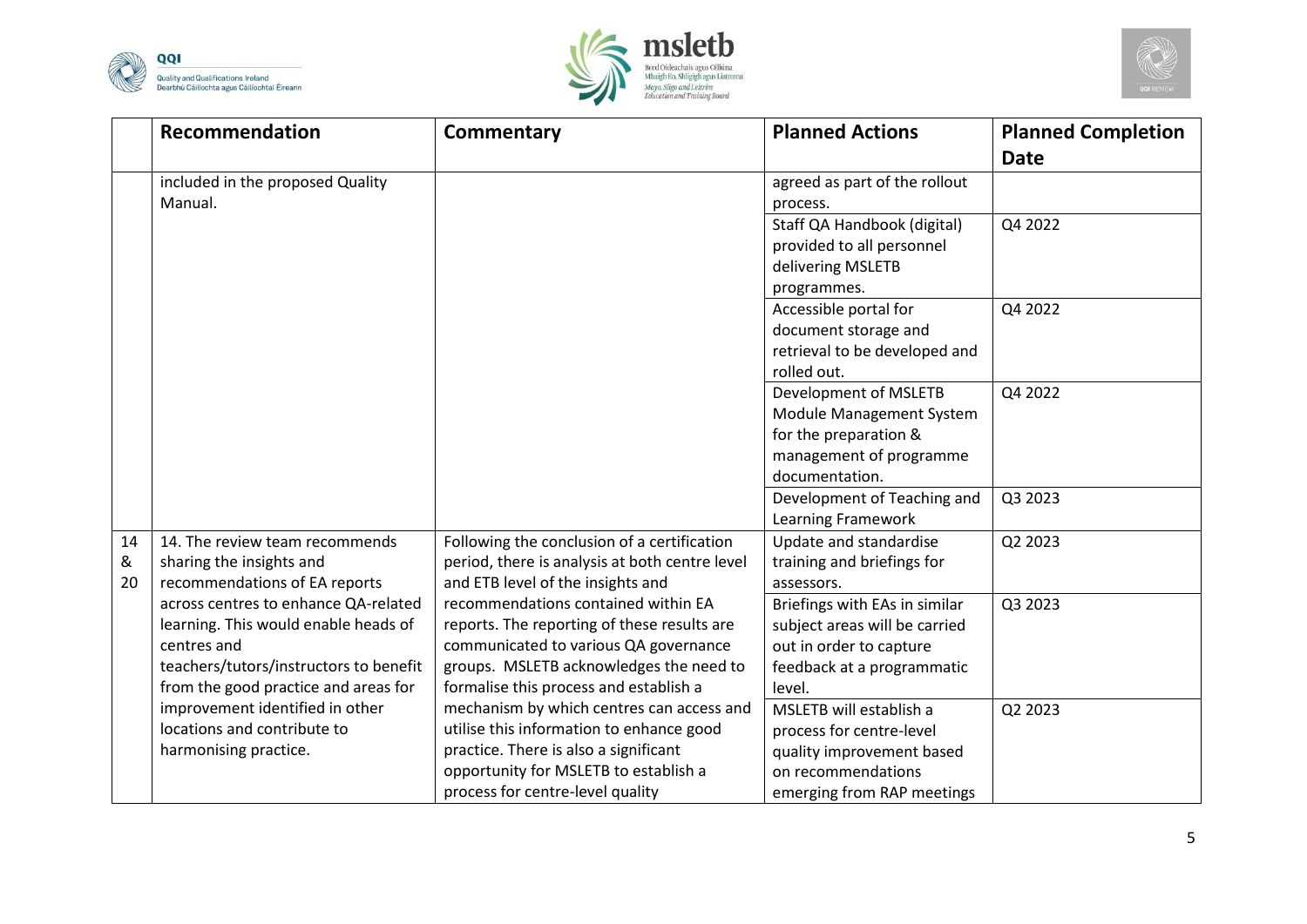|  | Recommendation | Commentary | Planned Actions | Planned Completion Date |
|---|---|---|---|---|
|  | included in the proposed Quality Manual. |  | agreed as part of the rollout process. |  |
|  |  |  | Staff QA Handbook (digital) provided to all personnel delivering MSLETB programmes. | Q4 2022 |
|  |  |  | Accessible portal for document storage and retrieval to be developed and rolled out. | Q4 2022 |
|  |  |  | Development of MSLETB Module Management System for the preparation & management of programme documentation. | Q4 2022 |
|  |  |  | Development of Teaching and Learning Framework | Q3 2023 |
| 14 & 20 | 14. The review team recommends sharing the insights and recommendations of EA reports across centres to enhance QA-related learning. This would enable heads of centres and teachers/tutors/instructors to benefit from the good practice and areas for improvement identified in other locations and contribute to harmonising practice. | Following the conclusion of a certification period, there is analysis at both centre level and ETB level of the insights and recommendations contained within EA reports. The reporting of these results are communicated to various QA governance groups. MSLETB acknowledges the need to formalise this process and establish a mechanism by which centres can access and utilise this information to enhance good practice. There is also a significant opportunity for MSLETB to establish a process for centre-level quality | Update and standardise training and briefings for assessors. | Q2 2023 |
|  |  |  | Briefings with EAs in similar subject areas will be carried out in order to capture feedback at a programmatic level. | Q3 2023 |
|  |  |  | MSLETB will establish a process for centre-level quality improvement based on recommendations emerging from RAP meetings | Q2 2023 |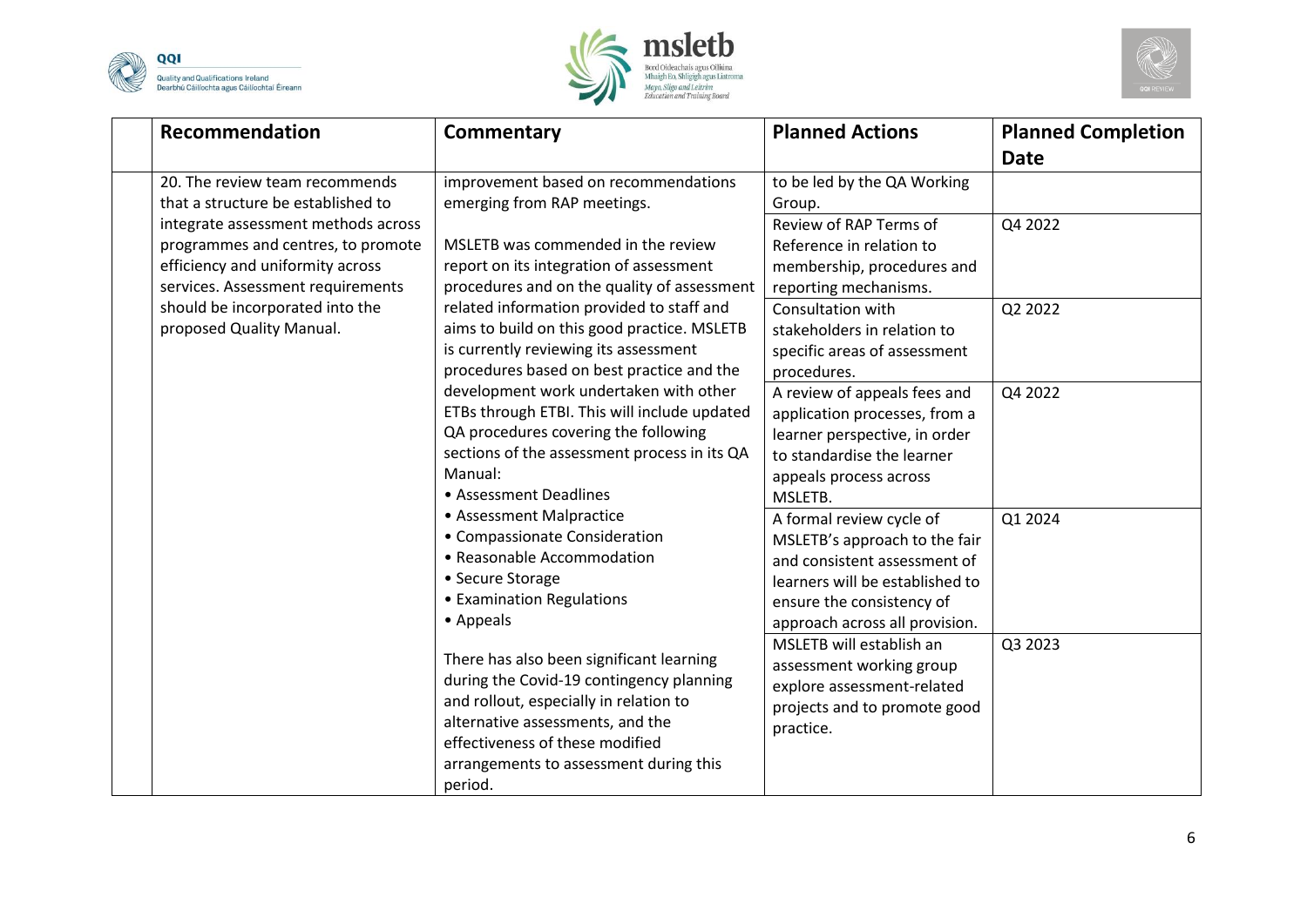| | Recommendation | Commentary | Planned Actions | Planned Completion Date |
|---|---|---|---|---|
| | 20. The review team recommends that a structure be established to integrate assessment methods across programmes and centres, to promote efficiency and uniformity across services. Assessment requirements should be incorporated into the proposed Quality Manual. | improvement based on recommendations emerging from RAP meetings.<br><br>MSLETB was commended in the review report on its integration of assessment procedures and on the quality of assessment related information provided to staff and aims to build on this good practice. MSLETB is currently reviewing its assessment procedures based on best practice and the development work undertaken with other ETBs through ETBI. This will include updated QA procedures covering the following sections of the assessment process in its QA Manual:<br>• Assessment Deadlines<br>• Assessment Malpractice<br>• Compassionate Consideration<br>• Reasonable Accommodation<br>• Secure Storage<br>• Examination Regulations<br>• Appeals<br><br>There has also been significant learning during the Covid-19 contingency planning and rollout, especially in relation to alternative assessments, and the effectiveness of these modified arrangements to assessment during this period. | to be led by the QA Working Group. | |
| | | | Review of RAP Terms of Reference in relation to membership, procedures and reporting mechanisms. | Q4 2022 |
| | | | Consultation with stakeholders in relation to specific areas of assessment procedures. | Q2 2022 |
| | | | A review of appeals fees and application processes, from a learner perspective, in order to standardise the learner appeals process across MSLETB. | Q4 2022 |
| | | | A formal review cycle of MSLETB's approach to the fair and consistent assessment of learners will be established to ensure the consistency of approach across all provision. | Q1 2024 |
| | | | MSLETB will establish an assessment working group explore assessment-related projects and to promote good practice. | Q3 2023 |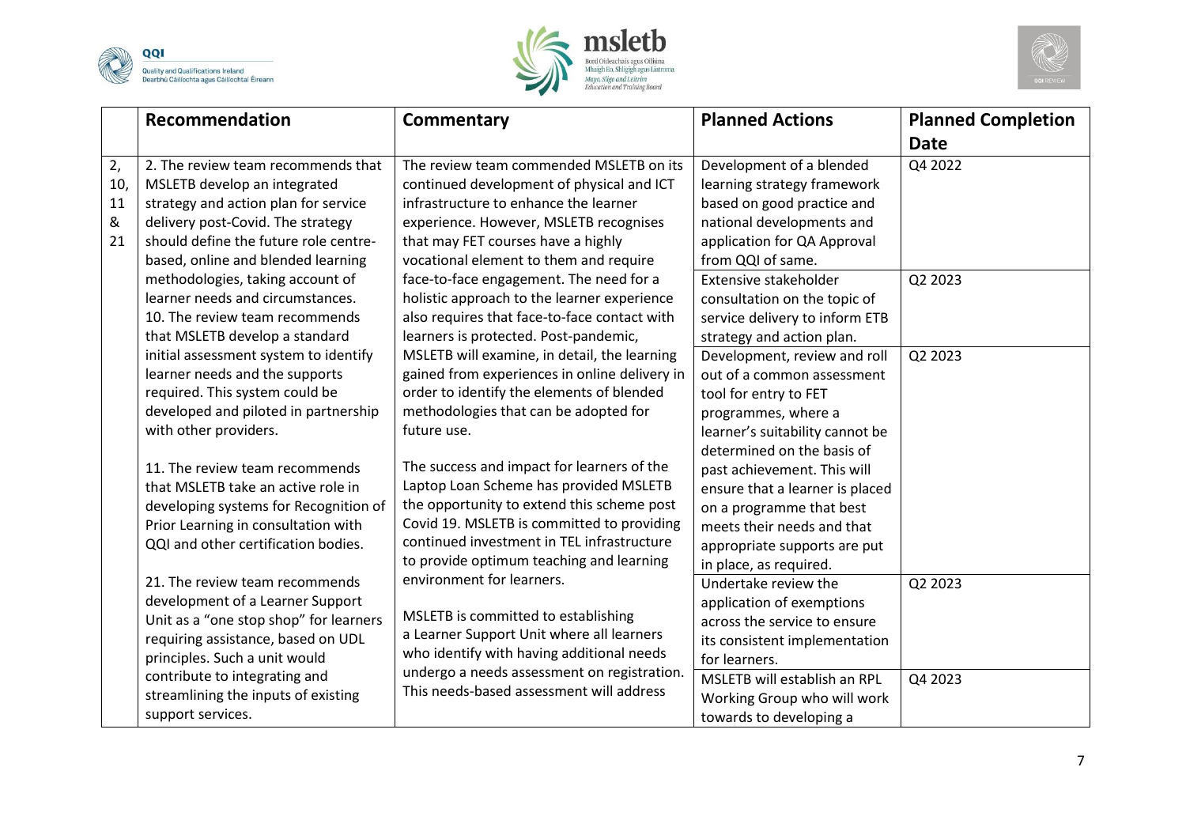|  | Recommendation | Commentary | Planned Actions | Planned Completion Date |
|---|---|---|---|---|
| 2, 10, 11 & 21 | 2. The review team recommends that MSLETB develop an integrated strategy and action plan for service delivery post-Covid. The strategy should define the future role centre-based, online and blended learning methodologies, taking account of learner needs and circumstances.<br>10. The review team recommends that MSLETB develop a standard initial assessment system to identify learner needs and the supports required. This system could be developed and piloted in partnership with other providers.<br><br>11. The review team recommends that MSLETB take an active role in developing systems for Recognition of Prior Learning in consultation with QQI and other certification bodies.<br><br>21. The review team recommends development of a Learner Support Unit as a "one stop shop" for learners requiring assistance, based on UDL principles. Such a unit would contribute to integrating and streamlining the inputs of existing support services. | The review team commended MSLETB on its continued development of physical and ICT infrastructure to enhance the learner experience. However, MSLETB recognises that may FET courses have a highly vocational element to them and require face-to-face engagement. The need for a holistic approach to the learner experience also requires that face-to-face contact with learners is protected. Post-pandemic, MSLETB will examine, in detail, the learning gained from experiences in online delivery in order to identify the elements of blended methodologies that can be adopted for future use.<br><br>The success and impact for learners of the Laptop Loan Scheme has provided MSLETB the opportunity to extend this scheme post Covid 19. MSLETB is committed to providing continued investment in TEL infrastructure to provide optimum teaching and learning environment for learners.<br><br>MSLETB is committed to establishing a Learner Support Unit where all learners who identify with having additional needs undergo a needs assessment on registration. This needs-based assessment will address | Development of a blended learning strategy framework based on good practice and national developments and application for QA Approval from QQI of same. | Q4 2022 |
|  |  |  | Extensive stakeholder consultation on the topic of service delivery to inform ETB strategy and action plan. | Q2 2023 |
|  |  |  | Development, review and roll out of a common assessment tool for entry to FET programmes, where a learner's suitability cannot be determined on the basis of past achievement. This will ensure that a learner is placed on a programme that best meets their needs and that appropriate supports are put in place, as required. | Q2 2023 |
|  |  |  | Undertake review the application of exemptions across the service to ensure its consistent implementation for learners. | Q2 2023 |
|  |  |  | MSLETB will establish an RPL Working Group who will work towards to developing a | Q4 2023 |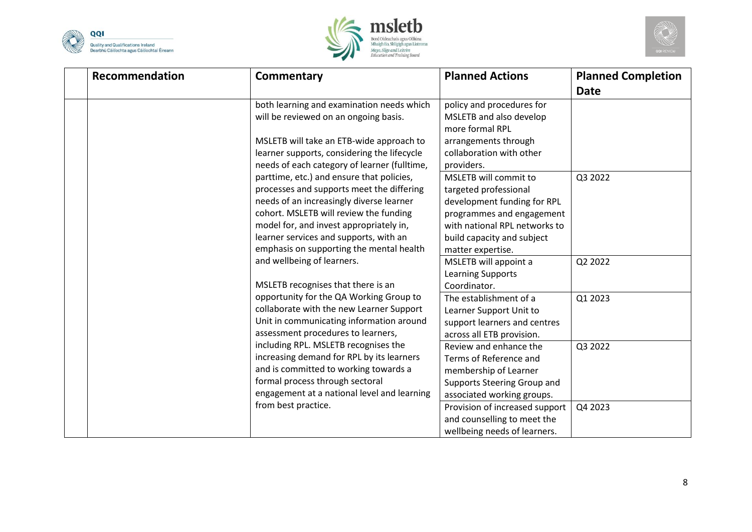| | Recommendation | Commentary | Planned Actions | Planned Completion Date |
|---|---|---|---|---|
| | | both learning and examination needs which will be reviewed on an ongoing basis.<br><br>MSLETB will take an ETB-wide approach to learner supports, considering the lifecycle needs of each category of learner (fulltime, parttime, etc.) and ensure that policies, processes and supports meet the differing needs of an increasingly diverse learner cohort. MSLETB will review the funding model for, and invest appropriately in, learner services and supports, with an emphasis on supporting the mental health and wellbeing of learners.<br><br>MSLETB recognises that there is an opportunity for the QA Working Group to collaborate with the new Learner Support Unit in communicating information around assessment procedures to learners, including RPL. MSLETB recognises the increasing demand for RPL by its learners and is committed to working towards a formal process through sectoral engagement at a national level and learning from best practice. | policy and procedures for MSLETB and also develop more formal RPL arrangements through collaboration with other providers. | |
| | | | MSLETB will commit to targeted professional development funding for RPL programmes and engagement with national RPL networks to build capacity and subject matter expertise. | Q3 2022 |
| | | | MSLETB will appoint a Learning Supports Coordinator. | Q2 2022 |
| | | | The establishment of a Learner Support Unit to support learners and centres across all ETB provision. | Q1 2023 |
| | | | Review and enhance the Terms of Reference and membership of Learner Supports Steering Group and associated working groups. | Q3 2022 |
| | | | Provision of increased support and counselling to meet the wellbeing needs of learners. | Q4 2023 |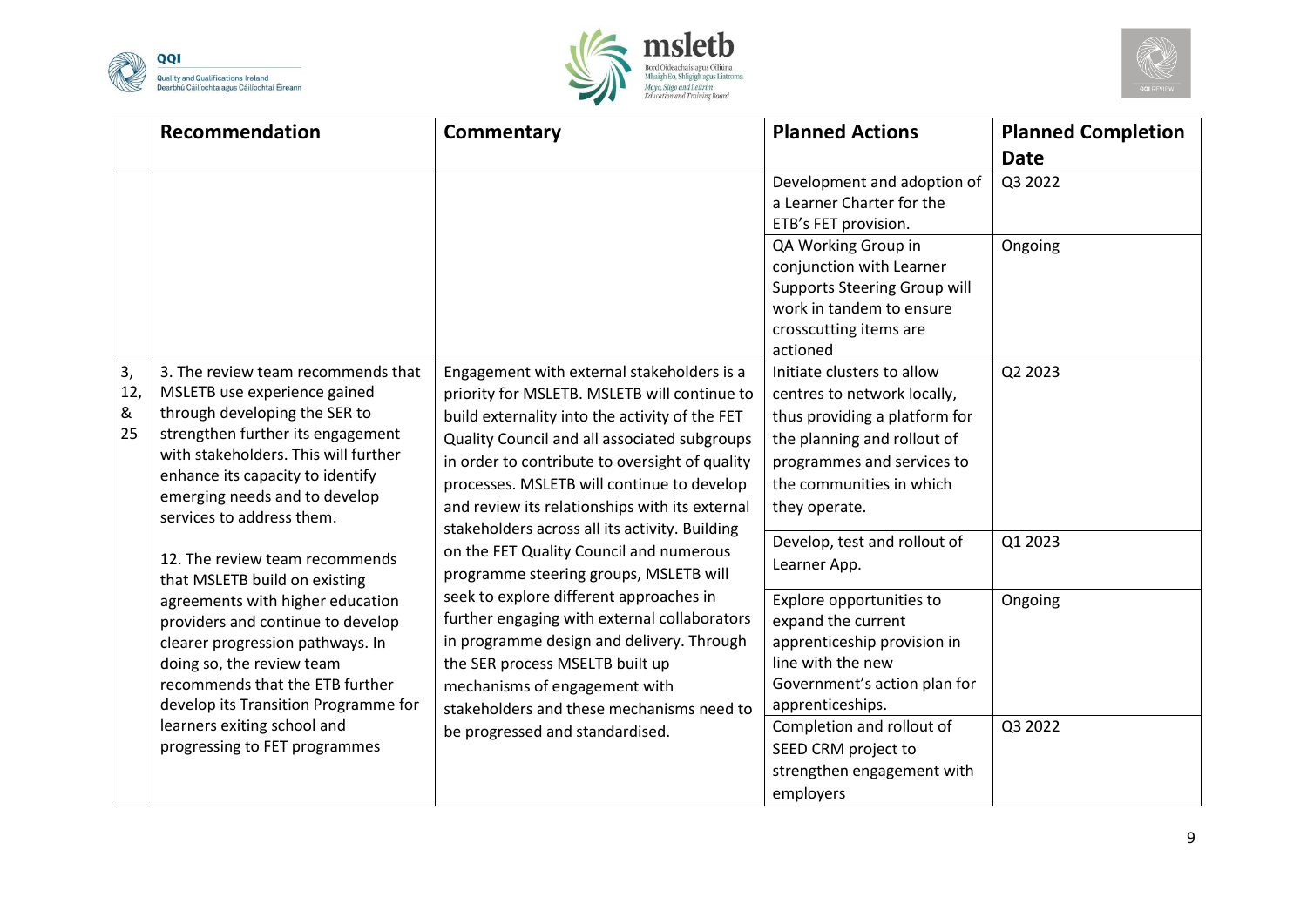| | Recommendation | Commentary | Planned Actions | Planned Completion Date |
|---|---|---|---|---|
| | | | Development and adoption of a Learner Charter for the ETB's FET provision. | Q3 2022 |
| | | | QA Working Group in conjunction with Learner Supports Steering Group will work in tandem to ensure crosscutting items are actioned | Ongoing |
| 3, 12, & 25 | 3. The review team recommends that MSLETB use experience gained through developing the SER to strengthen further its engagement with stakeholders. This will further enhance its capacity to identify emerging needs and to develop services to address them.<br><br>12. The review team recommends that MSLETB build on existing agreements with higher education providers and continue to develop clearer progression pathways. In doing so, the review team recommends that the ETB further develop its Transition Programme for learners exiting school and progressing to FET programmes | Engagement with external stakeholders is a priority for MSLETB. MSLETB will continue to build externality into the activity of the FET Quality Council and all associated subgroups in order to contribute to oversight of quality processes. MSLETB will continue to develop and review its relationships with its external stakeholders across all its activity. Building on the FET Quality Council and numerous programme steering groups, MSLETB will seek to explore different approaches in further engaging with external collaborators in programme design and delivery. Through the SER process MSELTB built up mechanisms of engagement with stakeholders and these mechanisms need to be progressed and standardised. | Initiate clusters to allow centres to network locally, thus providing a platform for the planning and rollout of programmes and services to the communities in which they operate. | Q2 2023 |
| | | | Develop, test and rollout of Learner App. | Q1 2023 |
| | | | Explore opportunities to expand the current apprenticeship provision in line with the new Government's action plan for apprenticeships. | Ongoing |
| | | | Completion and rollout of SEED CRM project to strengthen engagement with employers | Q3 2022 |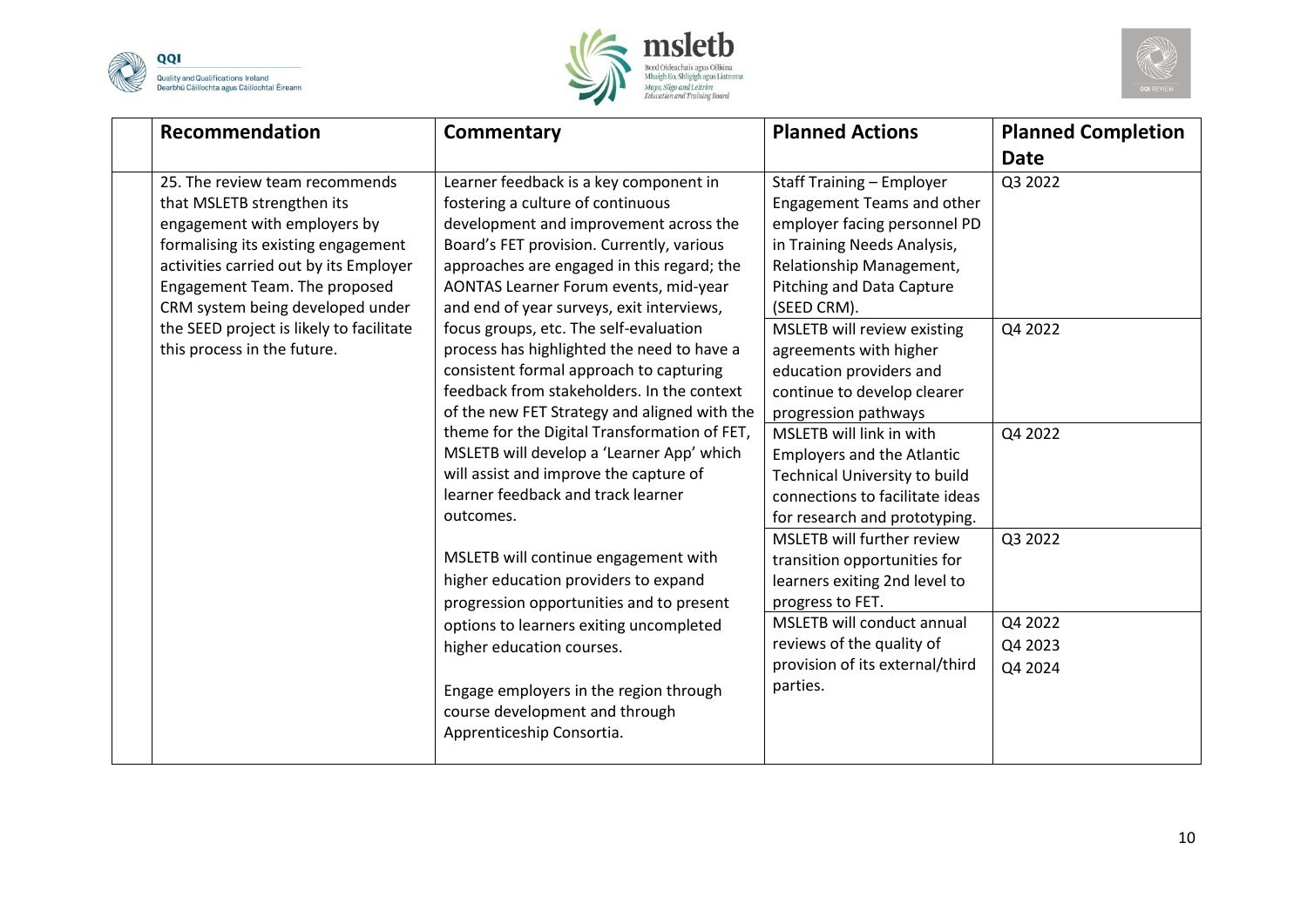| | Recommendation | Commentary | Planned Actions | Planned Completion Date |
|---|---|---|---|---|
| | 25. The review team recommends that MSLETB strengthen its engagement with employers by formalising its existing engagement activities carried out by its Employer Engagement Team. The proposed CRM system being developed under the SEED project is likely to facilitate this process in the future. | Learner feedback is a key component in fostering a culture of continuous development and improvement across the Board's FET provision. Currently, various approaches are engaged in this regard; the AONTAS Learner Forum events, mid-year and end of year surveys, exit interviews, focus groups, etc. The self-evaluation process has highlighted the need to have a consistent formal approach to capturing feedback from stakeholders. In the context of the new FET Strategy and aligned with the theme for the Digital Transformation of FET, MSLETB will develop a 'Learner App' which will assist and improve the capture of learner feedback and track learner outcomes.<br><br>MSLETB will continue engagement with higher education providers to expand progression opportunities and to present options to learners exiting uncompleted higher education courses.<br><br>Engage employers in the region through course development and through Apprenticeship Consortia. | Staff Training – Employer Engagement Teams and other employer facing personnel PD in Training Needs Analysis, Relationship Management, Pitching and Data Capture (SEED CRM). | Q3 2022 |
| | | | MSLETB will review existing agreements with higher education providers and continue to develop clearer progression pathways | Q4 2022 |
| | | | MSLETB will link in with Employers and the Atlantic Technical University to build connections to facilitate ideas for research and prototyping. | Q4 2022 |
| | | | MSLETB will further review transition opportunities for learners exiting 2nd level to progress to FET. | Q3 2022 |
| | | | MSLETB will conduct annual reviews of the quality of provision of its external/third parties. | Q4 2022<br>Q4 2023<br>Q4 2024 |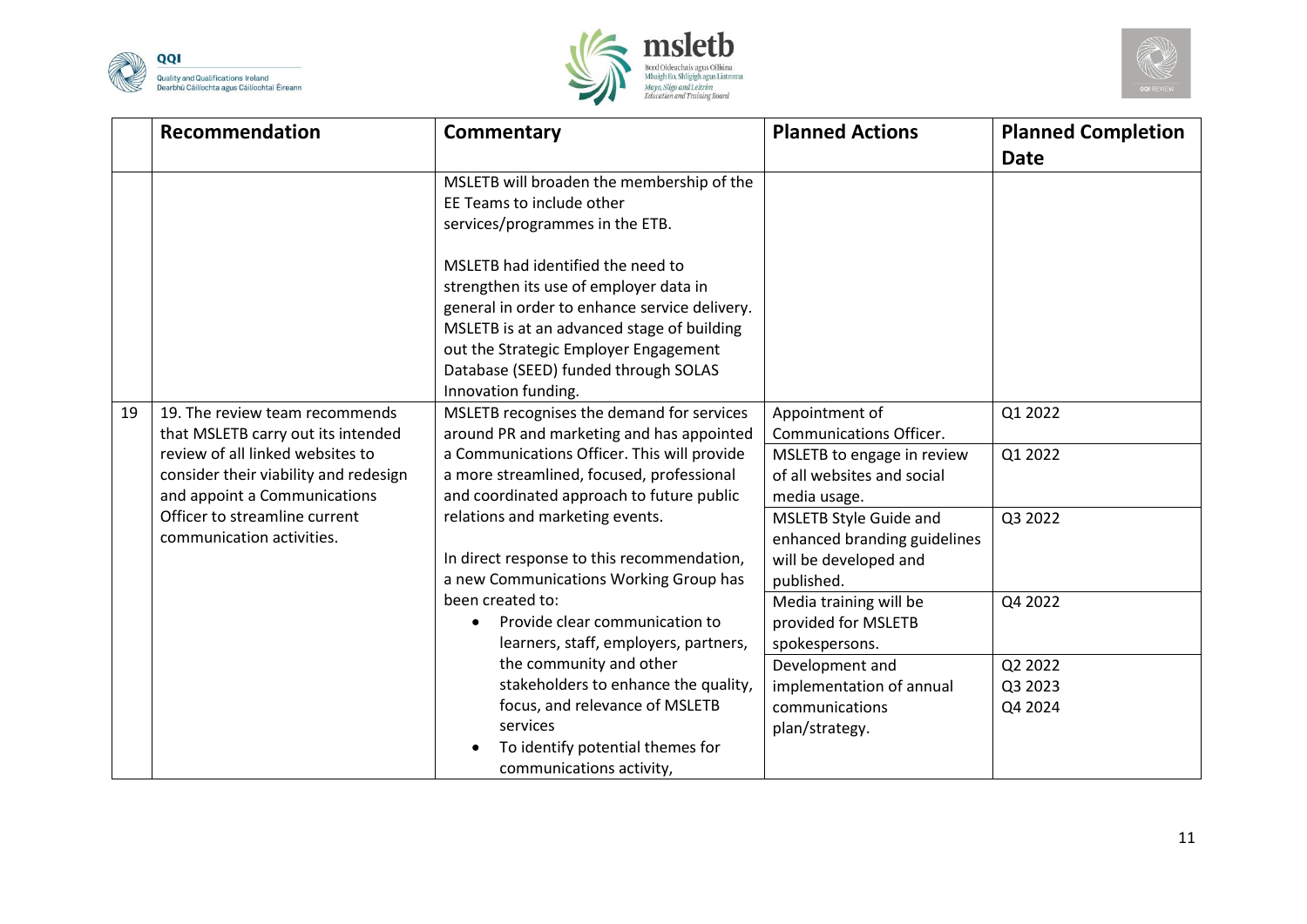| | Recommendation | Commentary | Planned Actions | Planned Completion Date |
|---|---|---|---|---|
| | | MSLETB will broaden the membership of the EE Teams to include other services/programmes in the ETB.<br><br>MSLETB had identified the need to strengthen its use of employer data in general in order to enhance service delivery. MSLETB is at an advanced stage of building out the Strategic Employer Engagement Database (SEED) funded through SOLAS Innovation funding. | | |
| 19 | 19. The review team recommends that MSLETB carry out its intended review of all linked websites to consider their viability and redesign and appoint a Communications Officer to streamline current communication activities. | MSLETB recognises the demand for services around PR and marketing and has appointed a Communications Officer. This will provide a more streamlined, focused, professional and coordinated approach to future public relations and marketing events.<br><br>In direct response to this recommendation, a new Communications Working Group has been created to:<br>• Provide clear communication to learners, staff, employers, partners, the community and other stakeholders to enhance the quality, focus, and relevance of MSLETB services<br>• To identify potential themes for communications activity, | Appointment of Communications Officer. | Q1 2022 |
| | | | MSLETB to engage in review of all websites and social media usage. | Q1 2022 |
| | | | MSLETB Style Guide and enhanced branding guidelines will be developed and published. | Q3 2022 |
| | | | Media training will be provided for MSLETB spokespersons. | Q4 2022 |
| | | | Development and implementation of annual communications plan/strategy. | Q2 2022<br>Q3 2023<br>Q4 2024 |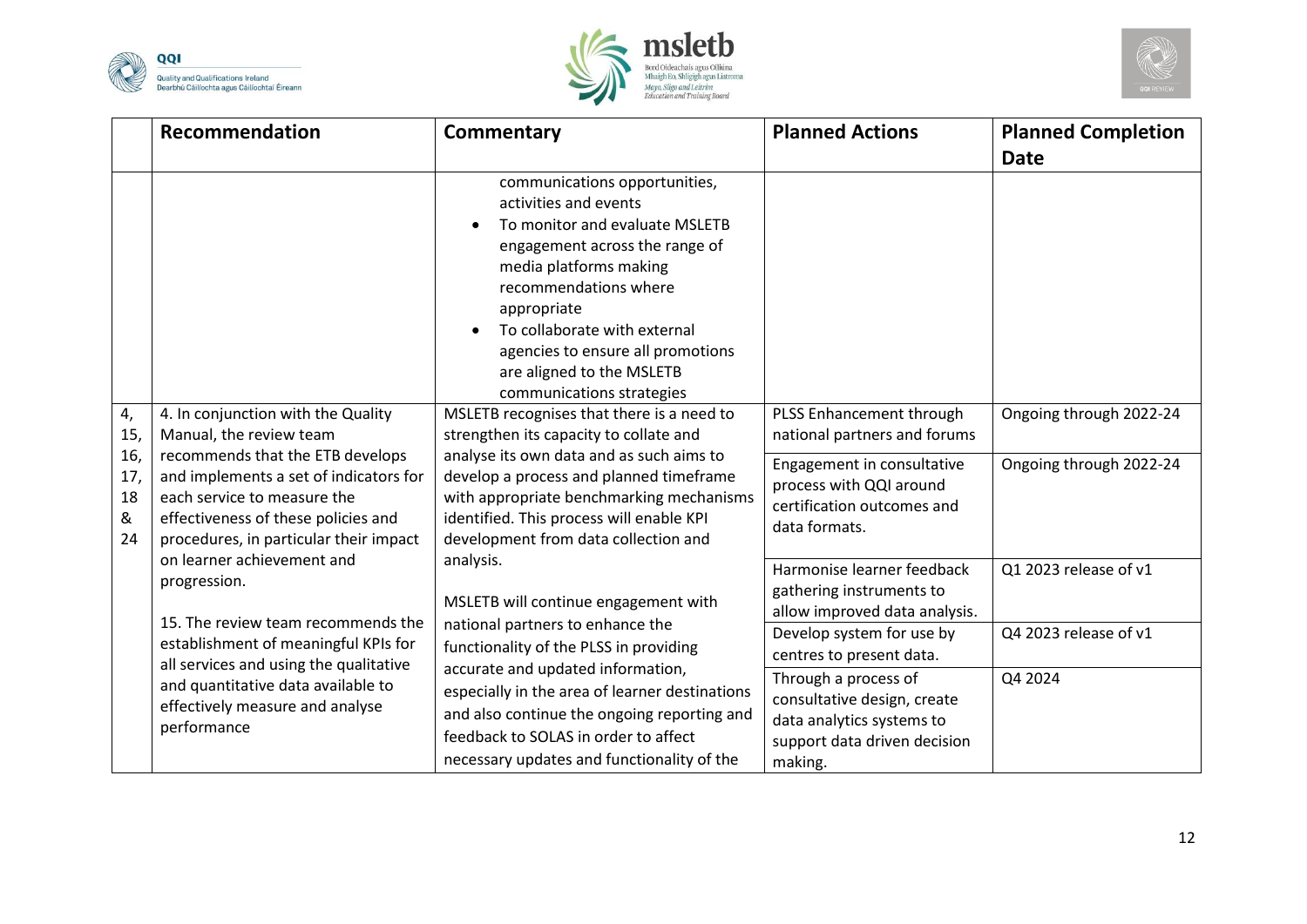| | Recommendation | Commentary | Planned Actions | Planned Completion Date |
|---|---|---|---|---|
| | | communications opportunities, activities and events<br>• To monitor and evaluate MSLETB engagement across the range of media platforms making recommendations where appropriate<br>• To collaborate with external agencies to ensure all promotions are aligned to the MSLETB communications strategies | | |
| 4, 15, 16, 17, 18 & 24 | 4. In conjunction with the Quality Manual, the review team recommends that the ETB develops and implements a set of indicators for each service to measure the effectiveness of these policies and procedures, in particular their impact on learner achievement and progression.<br><br>15. The review team recommends the establishment of meaningful KPIs for all services and using the qualitative and quantitative data available to effectively measure and analyse performance | MSLETB recognises that there is a need to strengthen its capacity to collate and analyse its own data and as such aims to develop a process and planned timeframe with appropriate benchmarking mechanisms identified. This process will enable KPI development from data collection and analysis.<br><br>MSLETB will continue engagement with national partners to enhance the functionality of the PLSS in providing accurate and updated information, especially in the area of learner destinations and also continue the ongoing reporting and feedback to SOLAS in order to affect necessary updates and functionality of the | PLSS Enhancement through national partners and forums | Ongoing through 2022-24 |
| | | | Engagement in consultative process with QQI around certification outcomes and data formats. | Ongoing through 2022-24 |
| | | | Harmonise learner feedback gathering instruments to allow improved data analysis. | Q1 2023 release of v1 |
| | | | Develop system for use by centres to present data. | Q4 2023 release of v1 |
| | | | Through a process of consultative design, create data analytics systems to support data driven decision making. | Q4 2024 |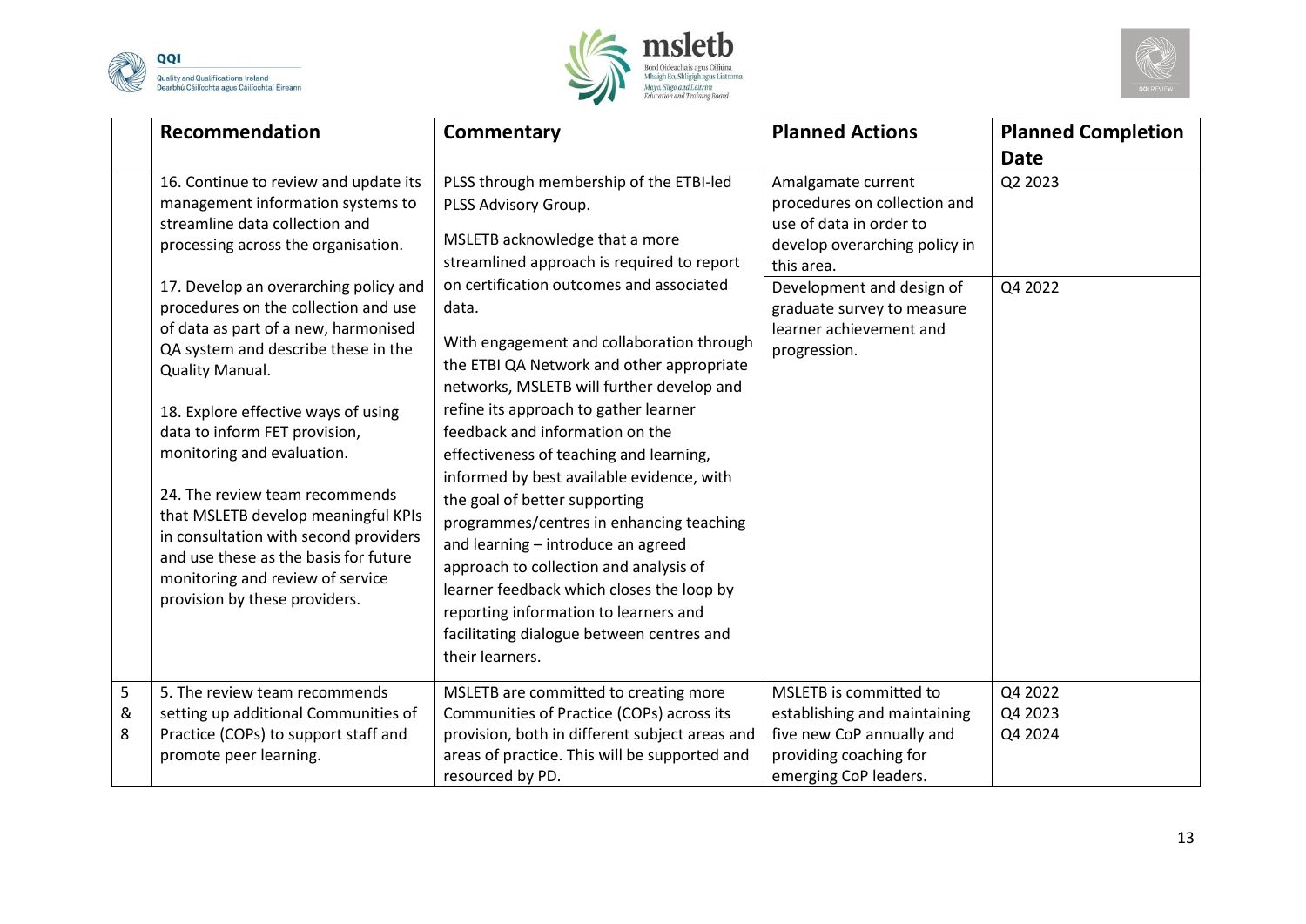| | Recommendation | Commentary | Planned Actions | Planned Completion Date |
|---|---|---|---|---|
| | 16. Continue to review and update its management information systems to streamline data collection and processing across the organisation.<br><br>17. Develop an overarching policy and procedures on the collection and use of data as part of a new, harmonised QA system and describe these in the Quality Manual.<br><br>18. Explore effective ways of using data to inform FET provision, monitoring and evaluation.<br><br>24. The review team recommends that MSLETB develop meaningful KPIs in consultation with second providers and use these as the basis for future monitoring and review of service provision by these providers. | PLSS through membership of the ETBI-led PLSS Advisory Group.<br><br>MSLETB acknowledge that a more streamlined approach is required to report on certification outcomes and associated data.<br><br>With engagement and collaboration through the ETBI QA Network and other appropriate networks, MSLETB will further develop and refine its approach to gather learner feedback and information on the effectiveness of teaching and learning, informed by best available evidence, with the goal of better supporting programmes/centres in enhancing teaching and learning – introduce an agreed approach to collection and analysis of learner feedback which closes the loop by reporting information to learners and facilitating dialogue between centres and their learners. | Amalgamate current procedures on collection and use of data in order to develop overarching policy in this area.<br><br>Development and design of graduate survey to measure learner achievement and progression. | Q2 2023<br><br>Q4 2022 |
| 5 & 8 | 5. The review team recommends setting up additional Communities of Practice (COPs) to support staff and promote peer learning. | MSLETB are committed to creating more Communities of Practice (COPs) across its provision, both in different subject areas and areas of practice. This will be supported and resourced by PD. | MSLETB is committed to establishing and maintaining five new CoP annually and providing coaching for emerging CoP leaders. | Q4 2022<br>Q4 2023<br>Q4 2024 |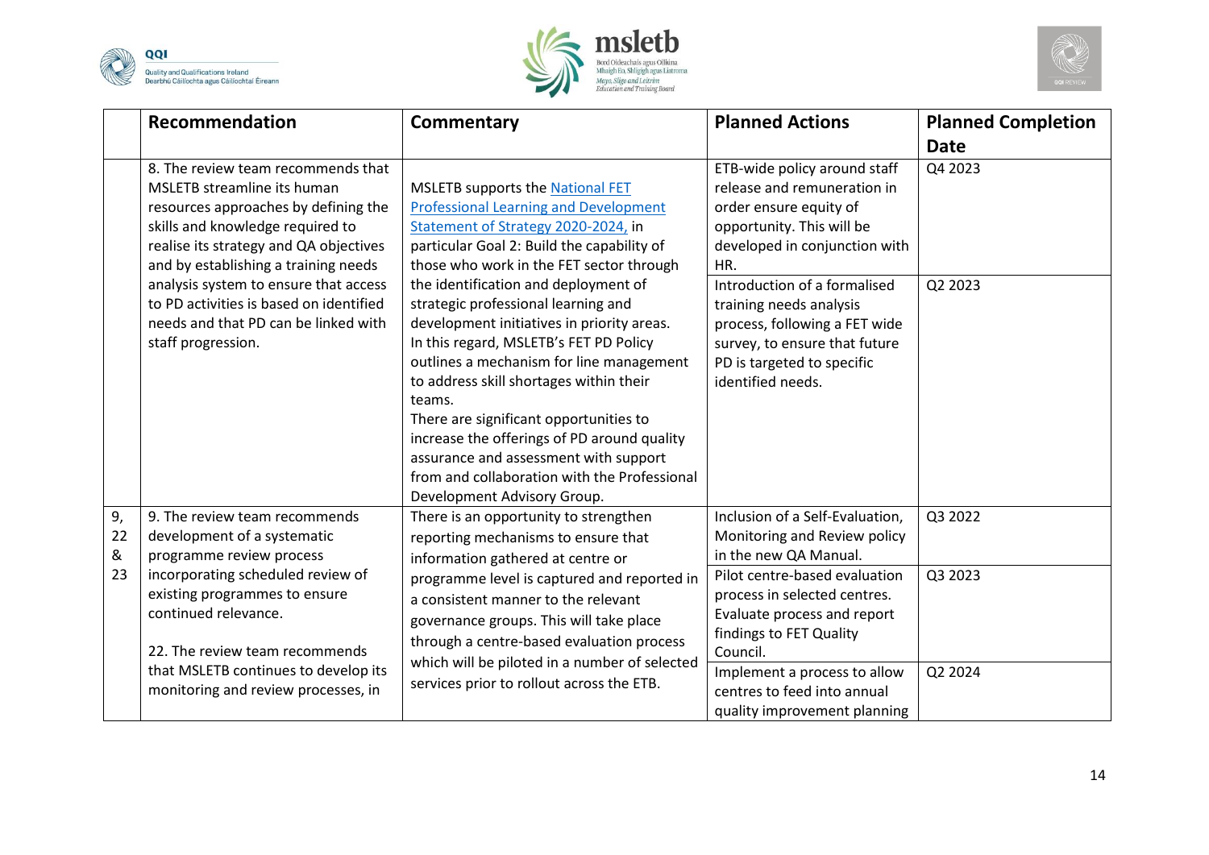| | Recommendation | Commentary | Planned Actions | Planned Completion Date |
|---|---|---|---|---|
| | 8. The review team recommends that MSLETB streamline its human resources approaches by defining the skills and knowledge required to realise its strategy and QA objectives and by establishing a training needs analysis system to ensure that access to PD activities is based on identified needs and that PD can be linked with staff progression. | MSLETB supports the [National FET Professional Learning and Development Statement of Strategy 2020-2024,]() in particular Goal 2: Build the capability of those who work in the FET sector through the identification and deployment of strategic professional learning and development initiatives in priority areas. In this regard, MSLETB's FET PD Policy outlines a mechanism for line management to address skill shortages within their teams.<br>There are significant opportunities to increase the offerings of PD around quality assurance and assessment with support from and collaboration with the Professional Development Advisory Group. | ETB-wide policy around staff release and remuneration in order ensure equity of opportunity. This will be developed in conjunction with HR. | Q4 2023 |
| | | | Introduction of a formalised training needs analysis process, following a FET wide survey, to ensure that future PD is targeted to specific identified needs. | Q2 2023 |
| 9, 22 & 23 | 9. The review team recommends development of a systematic programme review process incorporating scheduled review of existing programmes to ensure continued relevance.<br><br>22. The review team recommends that MSLETB continues to develop its monitoring and review processes, in | There is an opportunity to strengthen reporting mechanisms to ensure that information gathered at centre or programme level is captured and reported in a consistent manner to the relevant governance groups. This will take place through a centre-based evaluation process which will be piloted in a number of selected services prior to rollout across the ETB. | Inclusion of a Self-Evaluation, Monitoring and Review policy in the new QA Manual. | Q3 2022 |
| | | | Pilot centre-based evaluation process in selected centres. Evaluate process and report findings to FET Quality Council. | Q3 2023 |
| | | | Implement a process to allow centres to feed into annual quality improvement planning | Q2 2024 |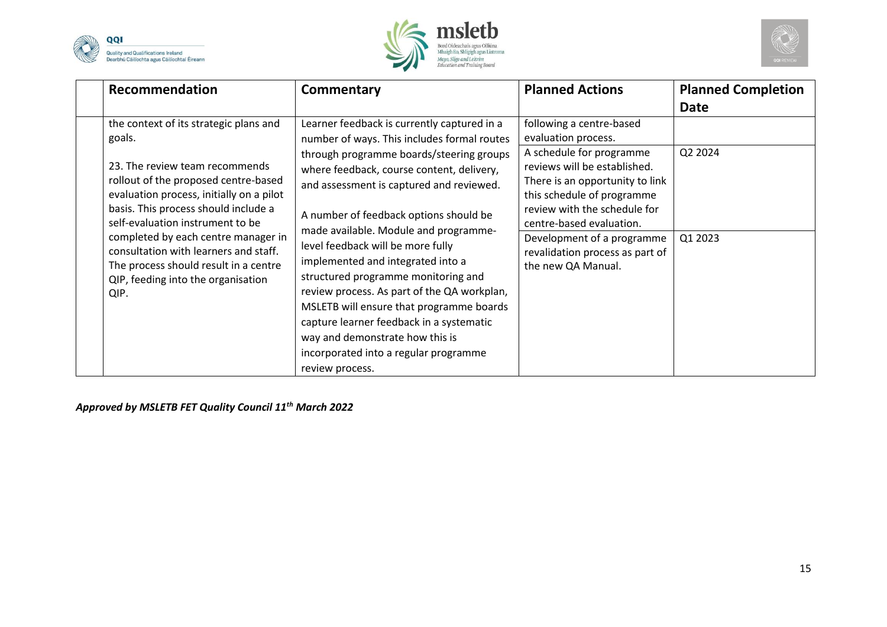| | Recommendation | Commentary | Planned Actions | Planned Completion Date |
|---|---|---|---|---|
| | the context of its strategic plans and goals.<br><br>23. The review team recommends rollout of the proposed centre-based evaluation process, initially on a pilot basis. This process should include a self-evaluation instrument to be completed by each centre manager in consultation with learners and staff. The process should result in a centre QIP, feeding into the organisation QIP. | Learner feedback is currently captured in a number of ways. This includes formal routes through programme boards/steering groups where feedback, course content, delivery, and assessment is captured and reviewed.<br><br>A number of feedback options should be made available. Module and programme-level feedback will be more fully implemented and integrated into a structured programme monitoring and review process. As part of the QA workplan, MSLETB will ensure that programme boards capture learner feedback in a systematic way and demonstrate how this is incorporated into a regular programme review process. | following a centre-based evaluation process. | |
| | | | A schedule for programme reviews will be established. There is an opportunity to link this schedule of programme review with the schedule for centre-based evaluation. | Q2 2024 |
| | | | Development of a programme revalidation process as part of the new QA Manual. | Q1 2023 |

***Approved by MSLETB FET Quality Council 11th March 2022***